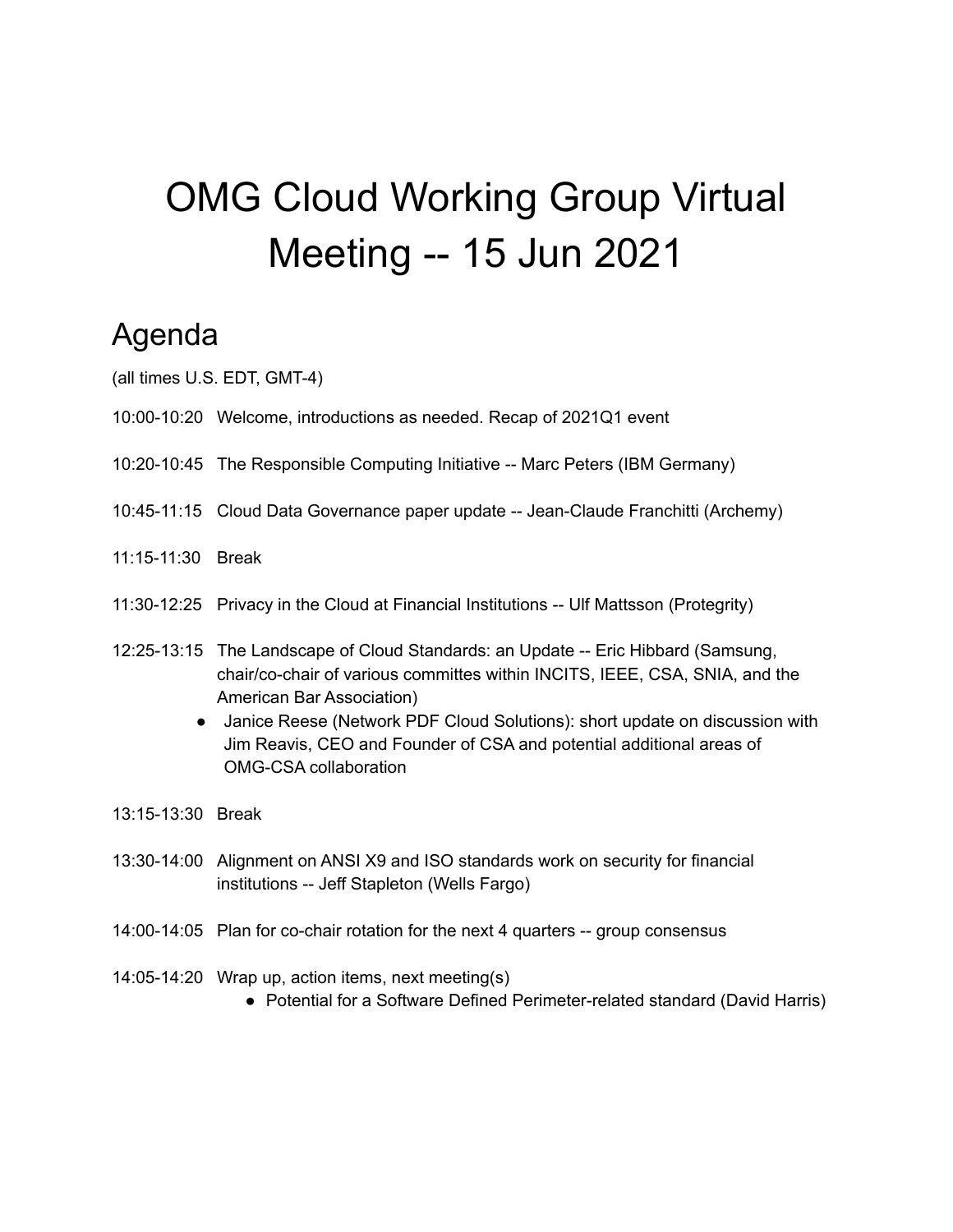# OMG Cloud Working Group Virtual Meeting -- 15 Jun 2021

## Agenda

(all times U.S. EDT, GMT-4)

10:00-10:20 Welcome, introductions as needed. Recap of 2021Q1 event

10:20-10:45 The Responsible Computing Initiative -- Marc Peters (IBM Germany)

10:45-11:15 Cloud Data Governance paper update -- Jean-Claude Franchitti (Archemy)

11:15-11:30 Break

11:30-12:25 Privacy in the Cloud at Financial Institutions -- Ulf Mattsson (Protegrity)

12:25-13:15 The Landscape of Cloud Standards: an Update -- Eric Hibbard (Samsung, chair/co-chair of various committes within INCITS, IEEE, CSA, SNIA, and the American Bar Association)

- Janice Reese (Network PDF Cloud Solutions): short update on discussion with Jim Reavis, CEO and Founder of CSA and potential additional areas of OMG-CSA collaboration

13:15-13:30 Break

13:30-14:00 Alignment on ANSI X9 and ISO standards work on security for financial institutions -- Jeff Stapleton (Wells Fargo)

14:00-14:05 Plan for co-chair rotation for the next 4 quarters -- group consensus

14:05-14:20 Wrap up, action items, next meeting(s)

- Potential for a Software Defined Perimeter-related standard (David Harris)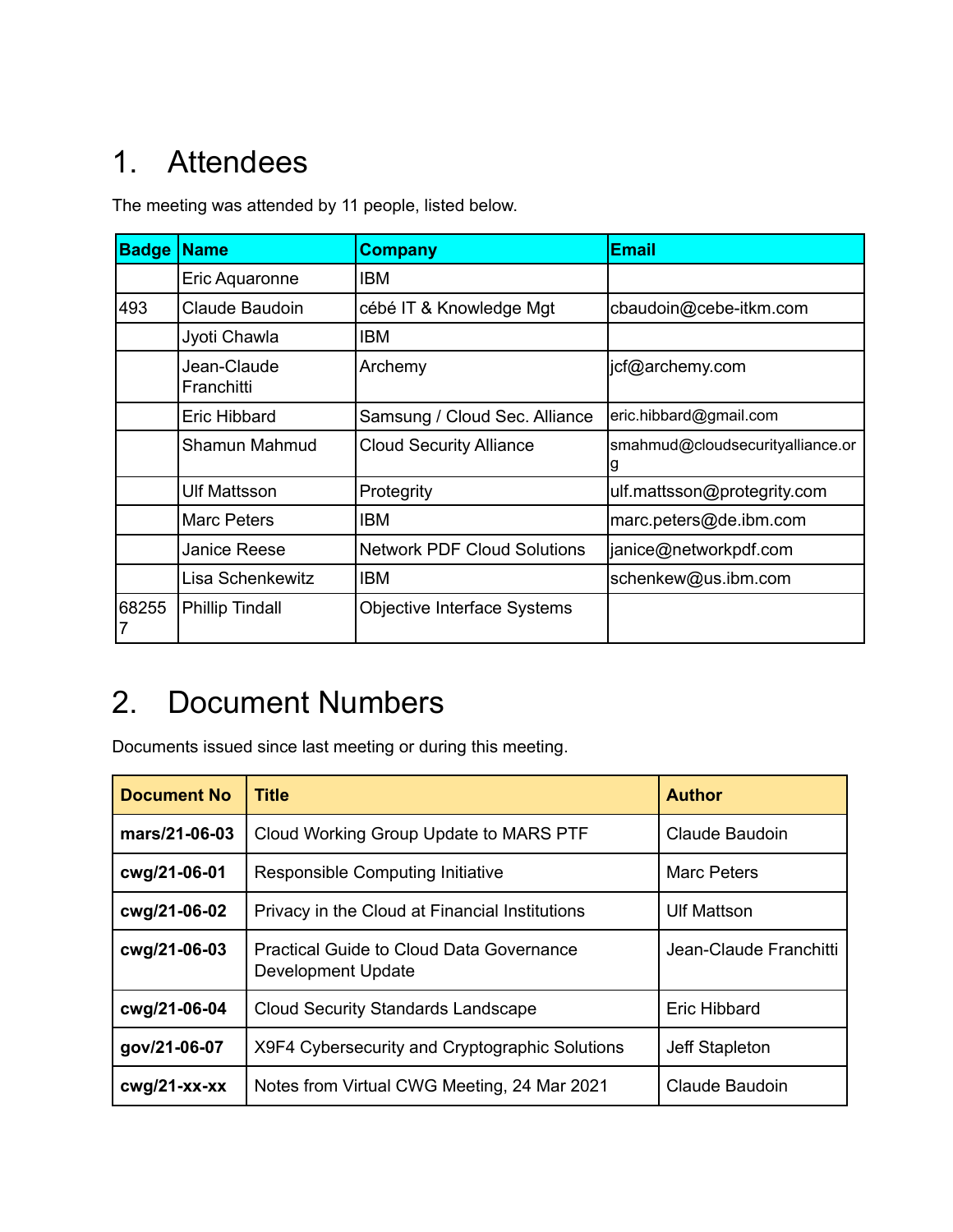# 1. Attendees

The meeting was attended by 11 people, listed below.

| Badge | Name | Company | Email |
|---|---|---|---|
| | Eric Aquaronne | IBM | |
| 493 | Claude Baudoin | cébé IT & Knowledge Mgt | cbaudoin@cebe-itkm.com |
| | Jyoti Chawla | IBM | |
| | Jean-Claude Franchitti | Archemy | jcf@archemy.com |
| | Eric Hibbard | Samsung / Cloud Sec. Alliance | eric.hibbard@gmail.com |
| | Shamun Mahmud | Cloud Security Alliance | smahmud@cloudsecurityalliance.org |
| | Ulf Mattsson | Protegrity | ulf.mattsson@protegrity.com |
| | Marc Peters | IBM | marc.peters@de.ibm.com |
| | Janice Reese | Network PDF Cloud Solutions | janice@networkpdf.com |
| | Lisa Schenkewitz | IBM | schenkew@us.ibm.com |
| 682557 | Phillip Tindall | Objective Interface Systems | |

# 2. Document Numbers

Documents issued since last meeting or during this meeting.

| Document No | Title | Author |
|---|---|---|
| **mars/21-06-03** | Cloud Working Group Update to MARS PTF | Claude Baudoin |
| **cwg/21-06-01** | Responsible Computing Initiative | Marc Peters |
| **cwg/21-06-02** | Privacy in the Cloud at Financial Institutions | Ulf Mattson |
| **cwg/21-06-03** | Practical Guide to Cloud Data Governance Development Update | Jean-Claude Franchitti |
| **cwg/21-06-04** | Cloud Security Standards Landscape | Eric Hibbard |
| **gov/21-06-07** | X9F4 Cybersecurity and Cryptographic Solutions | Jeff Stapleton |
| **cwg/21-xx-xx** | Notes from Virtual CWG Meeting, 24 Mar 2021 | Claude Baudoin |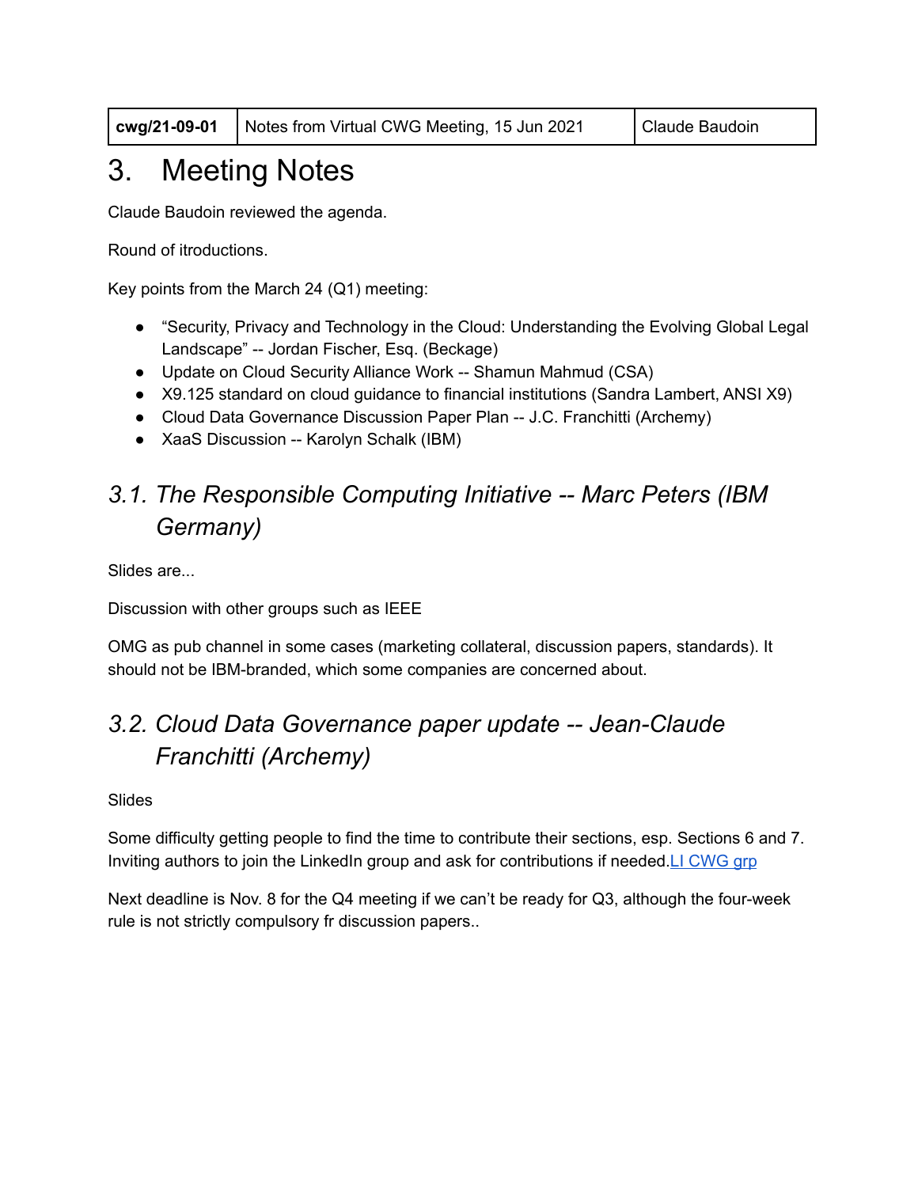| cwg/21-09-01 | Notes from Virtual CWG Meeting, 15 Jun 2021 | Claude Baudoin |
|---|---|---|

# 3. Meeting Notes

Claude Baudoin reviewed the agenda.

Round of itroductions.

Key points from the March 24 (Q1) meeting:

- "Security, Privacy and Technology in the Cloud: Understanding the Evolving Global Legal Landscape" -- Jordan Fischer, Esq. (Beckage)
- Update on Cloud Security Alliance Work -- Shamun Mahmud (CSA)
- X9.125 standard on cloud guidance to financial institutions (Sandra Lambert, ANSI X9)
- Cloud Data Governance Discussion Paper Plan -- J.C. Franchitti (Archemy)
- XaaS Discussion -- Karolyn Schalk (IBM)

## *3.1. The Responsible Computing Initiative -- Marc Peters (IBM Germany)*

Slides are...

Discussion with other groups such as IEEE

OMG as pub channel in some cases (marketing collateral, discussion papers, standards). It should not be IBM-branded, which some companies are concerned about.

## *3.2. Cloud Data Governance paper update -- Jean-Claude Franchitti (Archemy)*

Slides

Some difficulty getting people to find the time to contribute their sections, esp. Sections 6 and 7. Inviting authors to join the LinkedIn group and ask for contributions if needed.LI CWG grp

Next deadline is Nov. 8 for the Q4 meeting if we can't be ready for Q3, although the four-week rule is not strictly compulsory fr discussion papers..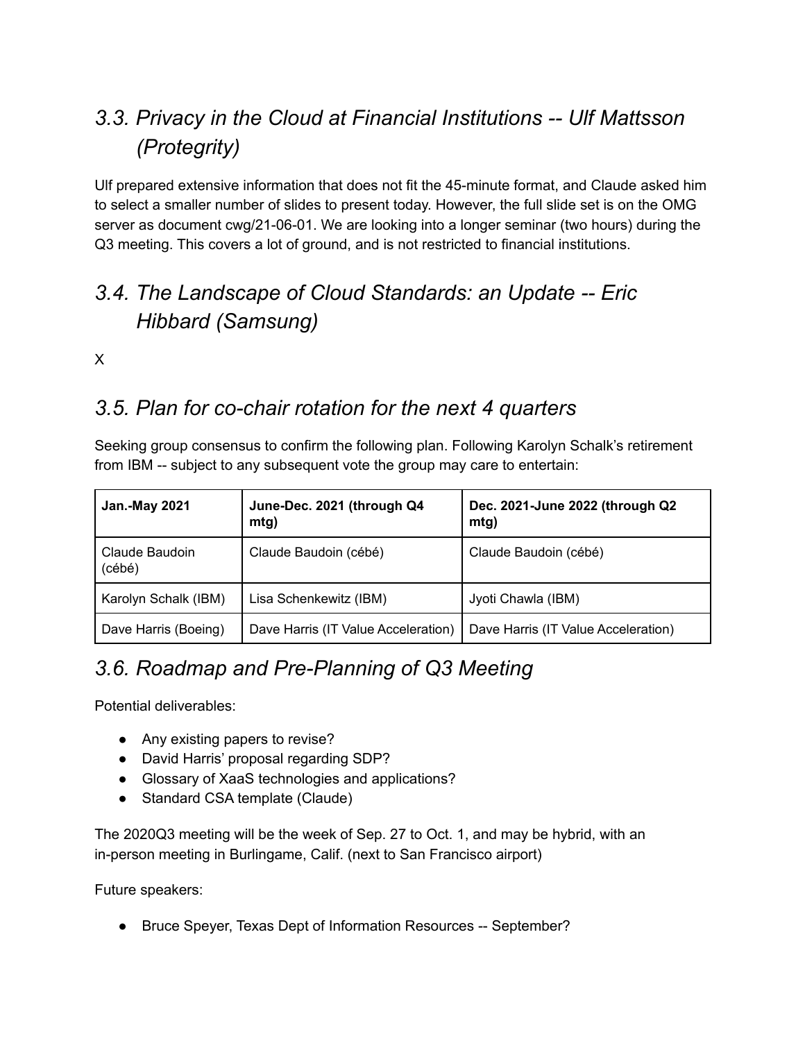## *3.3. Privacy in the Cloud at Financial Institutions -- Ulf Mattsson (Protegrity)*

Ulf prepared extensive information that does not fit the 45-minute format, and Claude asked him to select a smaller number of slides to present today. However, the full slide set is on the OMG server as document cwg/21-06-01. We are looking into a longer seminar (two hours) during the Q3 meeting. This covers a lot of ground, and is not restricted to financial institutions.

## *3.4. The Landscape of Cloud Standards: an Update -- Eric Hibbard (Samsung)*

X

## *3.5. Plan for co-chair rotation for the next 4 quarters*

Seeking group consensus to confirm the following plan. Following Karolyn Schalk's retirement from IBM -- subject to any subsequent vote the group may care to entertain:

| **Jan.-May 2021** | **June-Dec. 2021 (through Q4 mtg)** | **Dec. 2021-June 2022 (through Q2 mtg)** |
|---|---|---|
| Claude Baudoin (cébé) | Claude Baudoin (cébé) | Claude Baudoin (cébé) |
| Karolyn Schalk (IBM) | Lisa Schenkewitz (IBM) | Jyoti Chawla (IBM) |
| Dave Harris (Boeing) | Dave Harris (IT Value Acceleration) | Dave Harris (IT Value Acceleration) |

## *3.6. Roadmap and Pre-Planning of Q3 Meeting*

Potential deliverables:

- Any existing papers to revise?
- David Harris' proposal regarding SDP?
- Glossary of XaaS technologies and applications?
- Standard CSA template (Claude)

The 2020Q3 meeting will be the week of Sep. 27 to Oct. 1, and may be hybrid, with an in-person meeting in Burlingame, Calif. (next to San Francisco airport)

Future speakers:

- Bruce Speyer, Texas Dept of Information Resources -- September?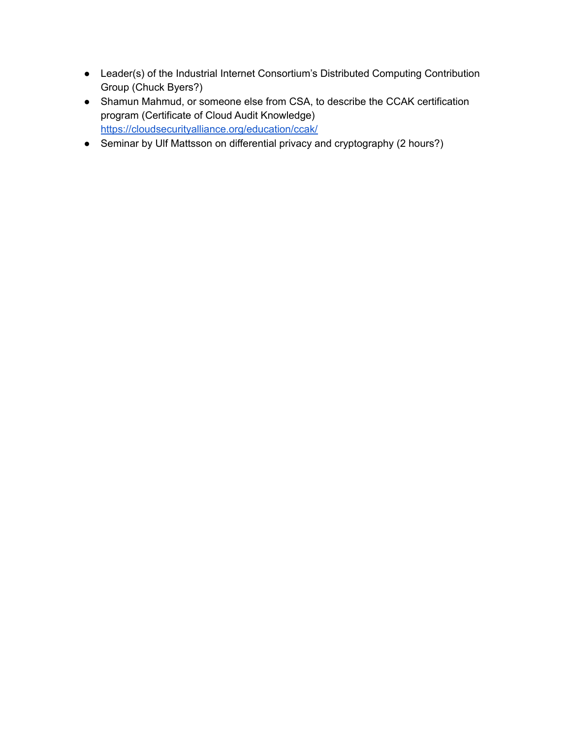- Leader(s) of the Industrial Internet Consortium's Distributed Computing Contribution Group (Chuck Byers?)
- Shamun Mahmud, or someone else from CSA, to describe the CCAK certification program (Certificate of Cloud Audit Knowledge) https://cloudsecurityalliance.org/education/ccak/
- Seminar by Ulf Mattsson on differential privacy and cryptography (2 hours?)